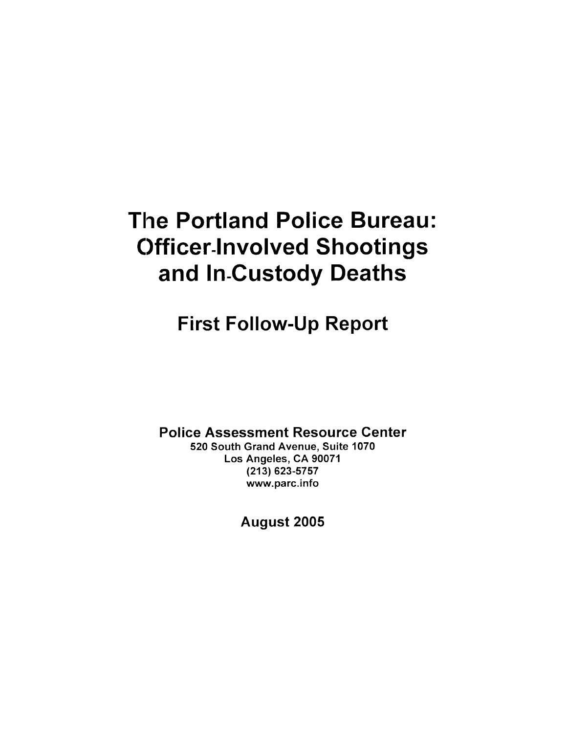# The Portland Police Bureau: Officer-Involved Shootings and In-Custody Deaths

## First Follow-Up Report

**Police Assessment Resource Center**
**520 South Grand Avenue, Suite 1070**
**Los Angeles, CA 90071**
**(213) 623-5757**
**www.parc.info**

**August 2005**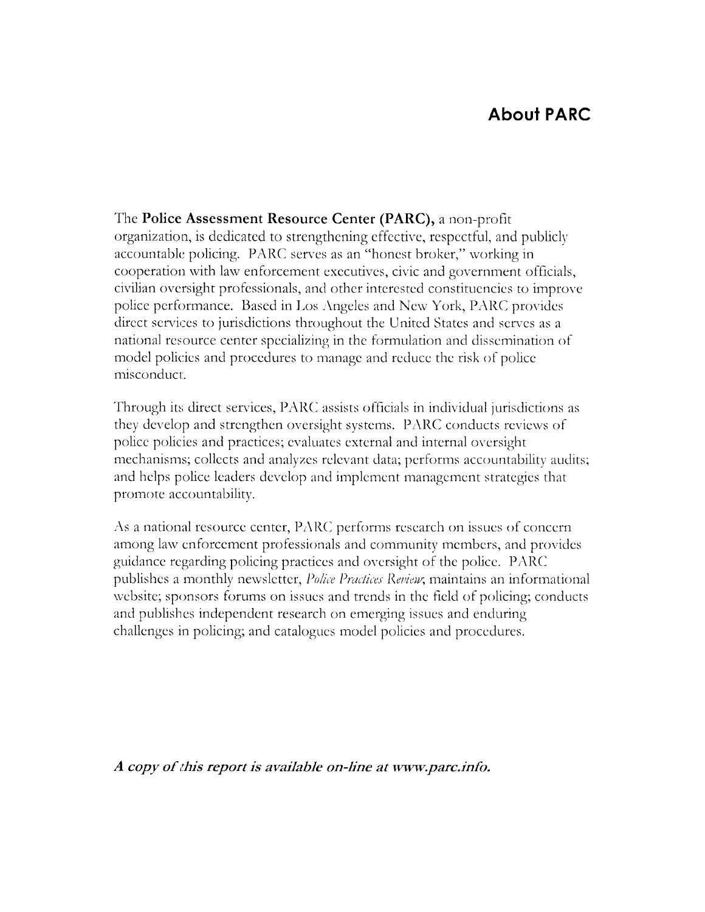# About PARC

The **Police Assessment Resource Center (PARC),** a non-profit organization, is dedicated to strengthening effective, respectful, and publicly accountable policing. PARC serves as an "honest broker," working in cooperation with law enforcement executives, civic and government officials, civilian oversight professionals, and other interested constituencies to improve police performance. Based in Los Angeles and New York, PARC provides direct services to jurisdictions throughout the United States and serves as a national resource center specializing in the formulation and dissemination of model policies and procedures to manage and reduce the risk of police misconduct.

Through its direct services, PARC assists officials in individual jurisdictions as they develop and strengthen oversight systems. PARC conducts reviews of police policies and practices; evaluates external and internal oversight mechanisms; collects and analyzes relevant data; performs accountability audits; and helps police leaders develop and implement management strategies that promote accountability.

As a national resource center, PARC performs research on issues of concern among law enforcement professionals and community members, and provides guidance regarding policing practices and oversight of the police. PARC publishes a monthly newsletter, *Police Practices Review*; maintains an informational website; sponsors forums on issues and trends in the field of policing; conducts and publishes independent research on emerging issues and enduring challenges in policing; and catalogues model policies and procedures.

***A copy of this report is available on-line at www.parc.info.***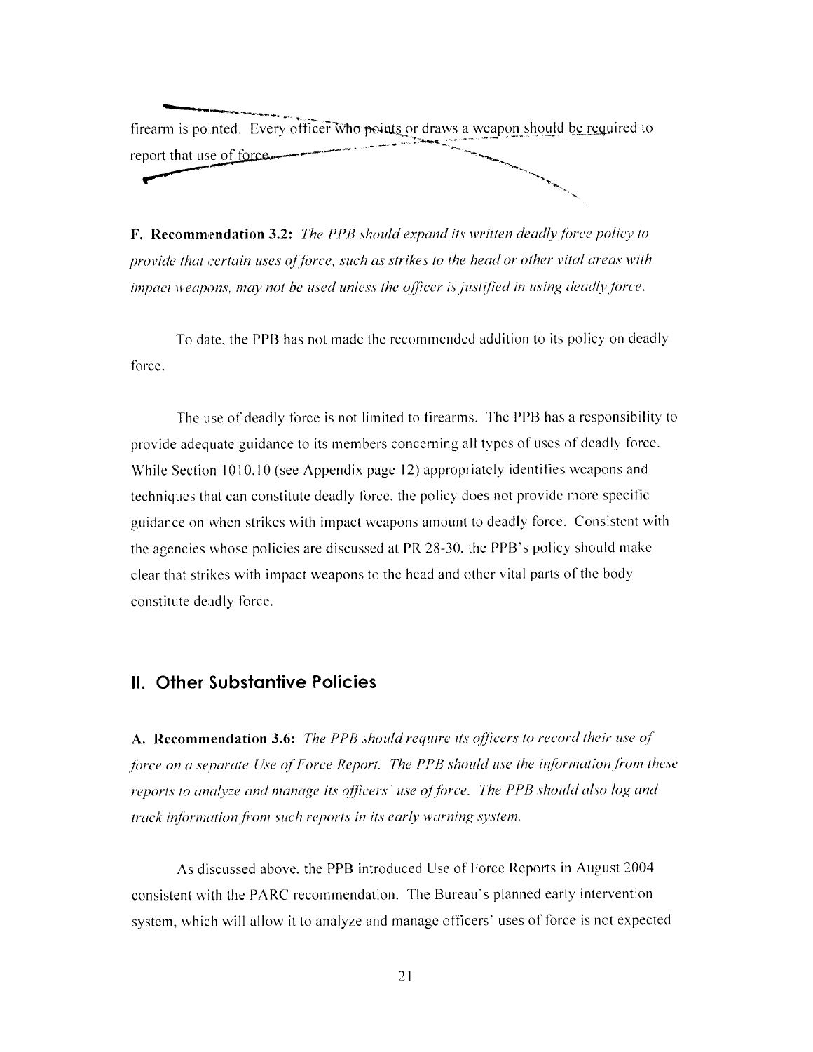firearm is pointed. Every officer who points or draws a weapon should be required to report that use of force.

**F. Recommendation 3.2:** *The PPB should expand its written deadly force policy to provide that certain uses of force, such as strikes to the head or other vital areas with impact weapons, may not be used unless the officer is justified in using deadly force.*

To date, the PPB has not made the recommended addition to its policy on deadly force.

The use of deadly force is not limited to firearms. The PPB has a responsibility to provide adequate guidance to its members concerning all types of uses of deadly force. While Section 1010.10 (see Appendix page 12) appropriately identifies weapons and techniques that can constitute deadly force, the policy does not provide more specific guidance on when strikes with impact weapons amount to deadly force. Consistent with the agencies whose policies are discussed at PR 28-30, the PPB's policy should make clear that strikes with impact weapons to the head and other vital parts of the body constitute deadly force.

## II. Other Substantive Policies

**A. Recommendation 3.6:** *The PPB should require its officers to record their use of force on a separate Use of Force Report. The PPB should use the information from these reports to analyze and manage its officers' use of force. The PPB should also log and track information from such reports in its early warning system.*

As discussed above, the PPB introduced Use of Force Reports in August 2004 consistent with the PARC recommendation. The Bureau's planned early intervention system, which will allow it to analyze and manage officers' uses of force is not expected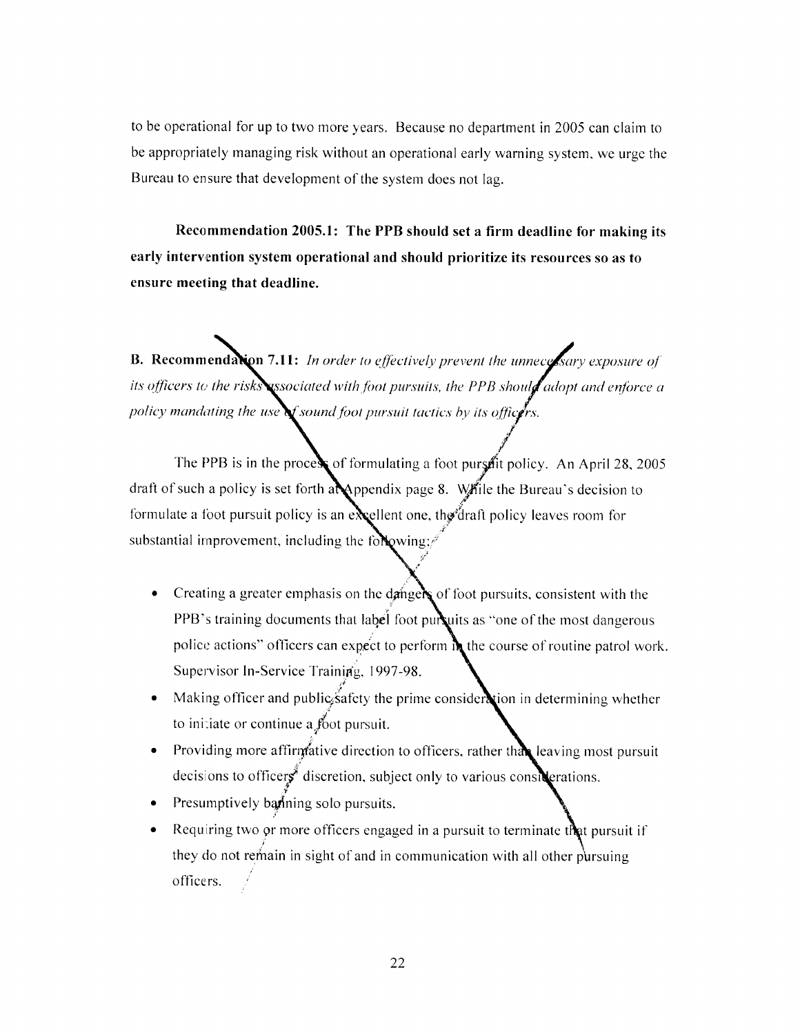to be operational for up to two more years. Because no department in 2005 can claim to be appropriately managing risk without an operational early warning system, we urge the Bureau to ensure that development of the system does not lag.

**Recommendation 2005.1: The PPB should set a firm deadline for making its early intervention system operational and should prioritize its resources so as to ensure meeting that deadline.**

**B. Recommendation 7.11:** *In order to effectively prevent the unnecessary exposure of its officers to the risks associated with foot pursuits, the PPB should adopt and enforce a policy mandating the use of sound foot pursuit tactics by its officers.*

The PPB is in the process of formulating a foot pursuit policy. An April 28, 2005 draft of such a policy is set forth at Appendix page 8. While the Bureau's decision to formulate a foot pursuit policy is an excellent one, the draft policy leaves room for substantial improvement, including the following:

- Creating a greater emphasis on the dangers of foot pursuits, consistent with the PPB's training documents that label foot pursuits as "one of the most dangerous police actions" officers can expect to perform in the course of routine patrol work. Supervisor In-Service Training, 1997-98.
- Making officer and public safety the prime consideration in determining whether to initiate or continue a foot pursuit.
- Providing more affirmative direction to officers, rather than leaving most pursuit decisions to officers' discretion, subject only to various considerations.
- Presumptively banning solo pursuits.
- Requiring two or more officers engaged in a pursuit to terminate that pursuit if they do not remain in sight of and in communication with all other pursuing officers.